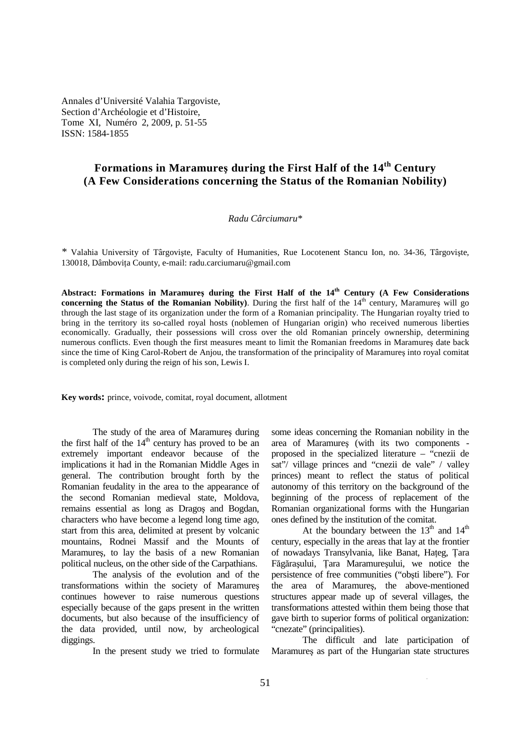Annales d'Université Valahia Targoviste,
Section d'Archéologie et d'Histoire,
Tome XI, Numéro 2, 2009, p. 51-55
ISSN: 1584-1855

# Formations in Maramureş during the First Half of the 14th Century (A Few Considerations concerning the Status of the Romanian Nobility)

*Radu Cârciumaru\**

\* Valahia University of Târgovişte, Faculty of Humanities, Rue Locotenent Stancu Ion, no. 34-36, Târgovişte, 130018, Dâmboviţa County, e-mail: radu.carciumaru@gmail.com

**Abstract: Formations in Maramureş during the First Half of the 14th Century (A Few Considerations concerning the Status of the Romanian Nobility)**. During the first half of the 14th century, Maramureş will go through the last stage of its organization under the form of a Romanian principality. The Hungarian royalty tried to bring in the territory its so-called royal hosts (noblemen of Hungarian origin) who received numerous liberties economically. Gradually, their possessions will cross over the old Romanian princely ownership, determining numerous conflicts. Even though the first measures meant to limit the Romanian freedoms in Maramureş date back since the time of King Carol-Robert de Anjou, the transformation of the principality of Maramureş into royal comitat is completed only during the reign of his son, Lewis I.

**Key words:** prince, voivode, comitat, royal document, allotment

The study of the area of Maramureş during the first half of the 14th century has proved to be an extremely important endeavor because of the implications it had in the Romanian Middle Ages in general. The contribution brought forth by the Romanian feudality in the area to the appearance of the second Romanian medieval state, Moldova, remains essential as long as Dragoş and Bogdan, characters who have become a legend long time ago, start from this area, delimited at present by volcanic mountains, Rodnei Massif and the Mounts of Maramureş, to lay the basis of a new Romanian political nucleus, on the other side of the Carpathians.

The analysis of the evolution and of the transformations within the society of Maramureş continues however to raise numerous questions especially because of the gaps present in the written documents, but also because of the insufficiency of the data provided, until now, by archeological diggings.

In the present study we tried to formulate some ideas concerning the Romanian nobility in the area of Maramureş (with its two components - proposed in the specialized literature – "cnezii de sat"/ village princes and "cnezii de vale" / valley princes) meant to reflect the status of political autonomy of this territory on the background of the beginning of the process of replacement of the Romanian organizational forms with the Hungarian ones defined by the institution of the comitat.

At the boundary between the 13th and 14th century, especially in the areas that lay at the frontier of nowadays Transylvania, like Banat, Haţeg, Ţara Făgăraşului, Ţara Maramureşului, we notice the persistence of free communities ("obşti libere"). For the area of Maramureş, the above-mentioned structures appear made up of several villages, the transformations attested within them being those that gave birth to superior forms of political organization: "cnezate" (principalities).

The difficult and late participation of Maramureş as part of the Hungarian state structures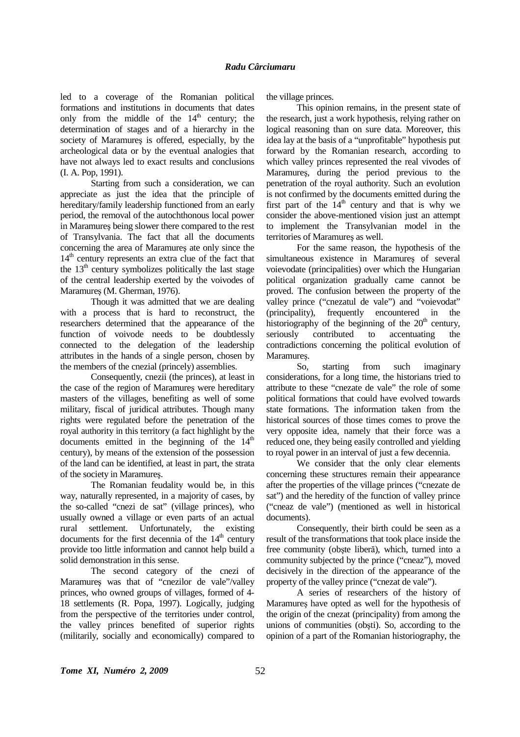led to a coverage of the Romanian political formations and institutions in documents that dates only from the middle of the 14th century; the determination of stages and of a hierarchy in the society of Maramureş is offered, especially, by the archeological data or by the eventual analogies that have not always led to exact results and conclusions (I. A. Pop, 1991).

Starting from such a consideration, we can appreciate as just the idea that the principle of hereditary/family leadership functioned from an early period, the removal of the autochthonous local power in Maramureş being slower there compared to the rest of Transylvania. The fact that all the documents concerning the area of Maramureş ate only since the 14th century represents an extra clue of the fact that the 13th century symbolizes politically the last stage of the central leadership exerted by the voivodes of Maramureş (M. Gherman, 1976).

Though it was admitted that we are dealing with a process that is hard to reconstruct, the researchers determined that the appearance of the function of voivode needs to be doubtlessly connected to the delegation of the leadership attributes in the hands of a single person, chosen by the members of the cnezial (princely) assemblies.

Consequently, cnezii (the princes), at least in the case of the region of Maramureş were hereditary masters of the villages, benefiting as well of some military, fiscal of juridical attributes. Though many rights were regulated before the penetration of the royal authority in this territory (a fact highlight by the documents emitted in the beginning of the 14th century), by means of the extension of the possession of the land can be identified, at least in part, the strata of the society in Maramureş.

The Romanian feudality would be, in this way, naturally represented, in a majority of cases, by the so-called "cnezi de sat" (village princes), who usually owned a village or even parts of an actual rural settlement. Unfortunately, the existing documents for the first decennia of the 14th century provide too little information and cannot help build a solid demonstration in this sense.

The second category of the cnezi of Maramureş was that of "cnezilor de vale"/valley princes, who owned groups of villages, formed of 4-18 settlements (R. Popa, 1997). Logically, judging from the perspective of the territories under control, the valley princes benefited of superior rights (militarily, socially and economically) compared to the village princes.

This opinion remains, in the present state of the research, just a work hypothesis, relying rather on logical reasoning than on sure data. Moreover, this idea lay at the basis of a "unprofitable" hypothesis put forward by the Romanian research, according to which valley princes represented the real vivodes of Maramureş, during the period previous to the penetration of the royal authority. Such an evolution is not confirmed by the documents emitted during the first part of the 14th century and that is why we consider the above-mentioned vision just an attempt to implement the Transylvanian model in the territories of Maramureş as well.

For the same reason, the hypothesis of the simultaneous existence in Maramureş of several voievodate (principalities) over which the Hungarian political organization gradually came cannot be proved. The confusion between the property of the valley prince ("cnezatul de vale") and "voievodat" (principality), frequently encountered in the historiography of the beginning of the 20th century, seriously contributed to accentuating the contradictions concerning the political evolution of Maramureş.

So, starting from such imaginary considerations, for a long time, the historians tried to attribute to these "cnezate de vale" the role of some political formations that could have evolved towards state formations. The information taken from the historical sources of those times comes to prove the very opposite idea, namely that their force was a reduced one, they being easily controlled and yielding to royal power in an interval of just a few decennia.

We consider that the only clear elements concerning these structures remain their appearance after the properties of the village princes ("cnezate de sat") and the heredity of the function of valley prince ("cneaz de vale") (mentioned as well in historical documents).

Consequently, their birth could be seen as a result of the transformations that took place inside the free community (obşte liberă), which, turned into a community subjected by the prince ("cneaz"), moved decisively in the direction of the appearance of the property of the valley prince ("cnezat de vale").

A series of researchers of the history of Maramureş have opted as well for the hypothesis of the origin of the cnezat (principality) from among the unions of communities (obşti). So, according to the opinion of a part of the Romanian historiography, the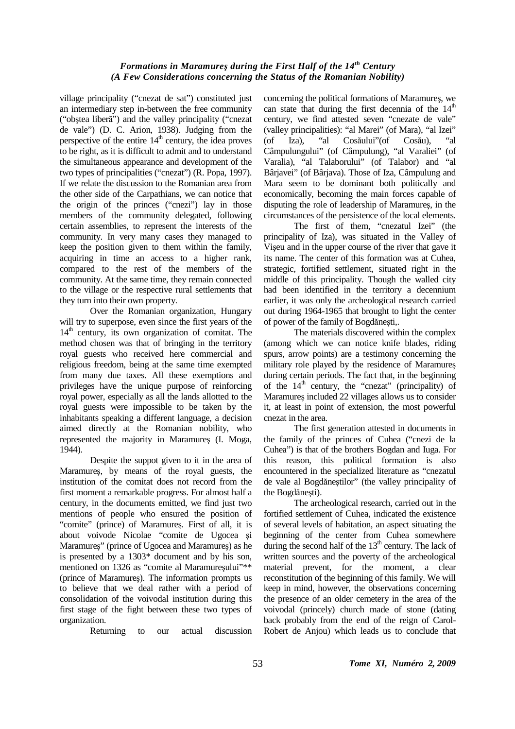village principality ("cnezat de sat") constituted just an intermediary step in-between the free community ("obştea liberă") and the valley principality ("cnezat de vale") (D. C. Arion, 1938). Judging from the perspective of the entire 14th century, the idea proves to be right, as it is difficult to admit and to understand the simultaneous appearance and development of the two types of principalities ("cnezat") (R. Popa, 1997). If we relate the discussion to the Romanian area from the other side of the Carpathians, we can notice that the origin of the princes ("cnezi") lay in those members of the community delegated, following certain assemblies, to represent the interests of the community. In very many cases they managed to keep the position given to them within the family, acquiring in time an access to a higher rank, compared to the rest of the members of the community. At the same time, they remain connected to the village or the respective rural settlements that they turn into their own property.

Over the Romanian organization, Hungary will try to superpose, even since the first years of the 14th century, its own organization of comitat. The method chosen was that of bringing in the territory royal guests who received here commercial and religious freedom, being at the same time exempted from many due taxes. All these exemptions and privileges have the unique purpose of reinforcing royal power, especially as all the lands allotted to the royal guests were impossible to be taken by the inhabitants speaking a different language, a decision aimed directly at the Romanian nobility, who represented the majority in Maramureş (I. Moga, 1944).

Despite the suppot given to it in the area of Maramureş, by means of the royal guests, the institution of the comitat does not record from the first moment a remarkable progress. For almost half a century, in the documents emitted, we find just two mentions of people who ensured the position of "comite" (prince) of Maramureş. First of all, it is about voivode Nicolae "comite de Ugocea şi Maramureş" (prince of Ugocea and Maramureş) as he is presented by a 1303* document and by his son, mentioned on 1326 as "comite al Maramureşului"** (prince of Maramureş). The information prompts us to believe that we deal rather with a period of consolidation of the voivodal institution during this first stage of the fight between these two types of organization.

Returning to our actual discussion concerning the political formations of Maramureş, we can state that during the first decennia of the 14th century, we find attested seven "cnezate de vale" (valley principalities): "al Marei" (of Mara), "al Izei" (of Iza), "al Cosăului"(of Cosău), "al Câmpulungului" (of Câmpulung), "al Varaliei" (of Varalia), "al Talaborului" (of Talabor) and "al Bârjavei" (of Bârjava). Those of Iza, Câmpulung and Mara seem to be dominant both politically and economically, becoming the main forces capable of disputing the role of leadership of Maramureş, in the circumstances of the persistence of the local elements.

The first of them, "cnezatul Izei" (the principality of Iza), was situated in the Valley of Vişeu and in the upper course of the river that gave it its name. The center of this formation was at Cuhea, strategic, fortified settlement, situated right in the middle of this principality. Though the walled city had been identified in the territory a decennium earlier, it was only the archeological research carried out during 1964-1965 that brought to light the center of power of the family of Bogdăneşti,.

The materials discovered within the complex (among which we can notice knife blades, riding spurs, arrow points) are a testimony concerning the military role played by the residence of Maramureş during certain periods. The fact that, in the beginning of the 14th century, the "cnezat" (principality) of Maramureş included 22 villages allows us to consider it, at least in point of extension, the most powerful cnezat in the area.

The first generation attested in documents in the family of the princes of Cuhea ("cnezi de la Cuhea") is that of the brothers Bogdan and Iuga. For this reason, this political formation is also encountered in the specialized literature as "cnezatul de vale al Bogdăneştilor" (the valley principality of the Bogdăneşti).

The archeological research, carried out in the fortified settlement of Cuhea, indicated the existence of several levels of habitation, an aspect situating the beginning of the center from Cuhea somewhere during the second half of the 13th century. The lack of written sources and the poverty of the archeological material prevent, for the moment, a clear reconstitution of the beginning of this family. We will keep in mind, however, the observations concerning the presence of an older cemetery in the area of the voivodal (princely) church made of stone (dating back probably from the end of the reign of Carol-Robert de Anjou) which leads us to conclude that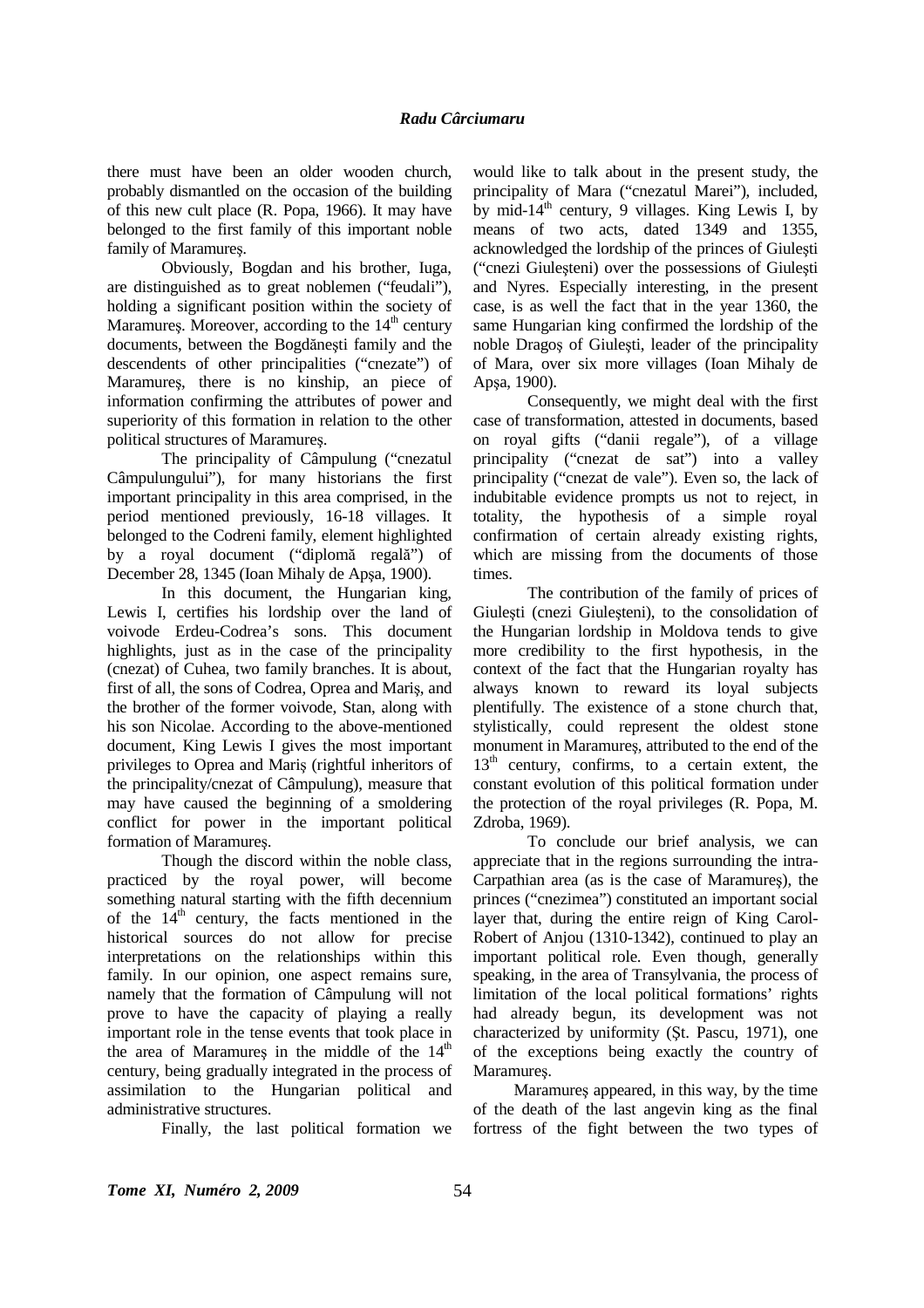there must have been an older wooden church, probably dismantled on the occasion of the building of this new cult place (R. Popa, 1966). It may have belonged to the first family of this important noble family of Maramureş.

Obviously, Bogdan and his brother, Iuga, are distinguished as to great noblemen ("feudali"), holding a significant position within the society of Maramureş. Moreover, according to the 14th century documents, between the Bogdăneşti family and the descendents of other principalities ("cnezate") of Maramureş, there is no kinship, an piece of information confirming the attributes of power and superiority of this formation in relation to the other political structures of Maramureş.

The principality of Câmpulung ("cnezatul Câmpulungului"), for many historians the first important principality in this area comprised, in the period mentioned previously, 16-18 villages. It belonged to the Codreni family, element highlighted by a royal document ("diplomă regală") of December 28, 1345 (Ioan Mihaly de Apşa, 1900).

In this document, the Hungarian king, Lewis I, certifies his lordship over the land of voivode Erdeu-Codrea's sons. This document highlights, just as in the case of the principality (cnezat) of Cuhea, two family branches. It is about, first of all, the sons of Codrea, Oprea and Mariş, and the brother of the former voivode, Stan, along with his son Nicolae. According to the above-mentioned document, King Lewis I gives the most important privileges to Oprea and Mariş (rightful inheritors of the principality/cnezat of Câmpulung), measure that may have caused the beginning of a smoldering conflict for power in the important political formation of Maramureş.

Though the discord within the noble class, practiced by the royal power, will become something natural starting with the fifth decennium of the 14th century, the facts mentioned in the historical sources do not allow for precise interpretations on the relationships within this family. In our opinion, one aspect remains sure, namely that the formation of Câmpulung will not prove to have the capacity of playing a really important role in the tense events that took place in the area of Maramureş in the middle of the 14th century, being gradually integrated in the process of assimilation to the Hungarian political and administrative structures.

Finally, the last political formation we would like to talk about in the present study, the principality of Mara ("cnezatul Marei"), included, by mid-14th century, 9 villages. King Lewis I, by means of two acts, dated 1349 and 1355, acknowledged the lordship of the princes of Giuleşti ("cnezi Giuleşteni") over the possessions of Giuleşti and Nyres. Especially interesting, in the present case, is as well the fact that in the year 1360, the same Hungarian king confirmed the lordship of the noble Dragoş of Giuleşti, leader of the principality of Mara, over six more villages (Ioan Mihaly de Apşa, 1900).

Consequently, we might deal with the first case of transformation, attested in documents, based on royal gifts ("danii regale"), of a village principality ("cnezat de sat") into a valley principality ("cnezat de vale"). Even so, the lack of indubitable evidence prompts us not to reject, in totality, the hypothesis of a simple royal confirmation of certain already existing rights, which are missing from the documents of those times.

The contribution of the family of prices of Giuleşti (cnezi Giuleşteni), to the consolidation of the Hungarian lordship in Moldova tends to give more credibility to the first hypothesis, in the context of the fact that the Hungarian royalty has always known to reward its loyal subjects plentifully. The existence of a stone church that, stylistically, could represent the oldest stone monument in Maramureş, attributed to the end of the 13th century, confirms, to a certain extent, the constant evolution of this political formation under the protection of the royal privileges (R. Popa, M. Zdroba, 1969).

To conclude our brief analysis, we can appreciate that in the regions surrounding the intra-Carpathian area (as is the case of Maramureş), the princes ("cnezimea") constituted an important social layer that, during the entire reign of King Carol-Robert of Anjou (1310-1342), continued to play an important political role. Even though, generally speaking, in the area of Transylvania, the process of limitation of the local political formations' rights had already begun, its development was not characterized by uniformity (Şt. Pascu, 1971), one of the exceptions being exactly the country of Maramureş.

Maramureş appeared, in this way, by the time of the death of the last angevin king as the final fortress of the fight between the two types of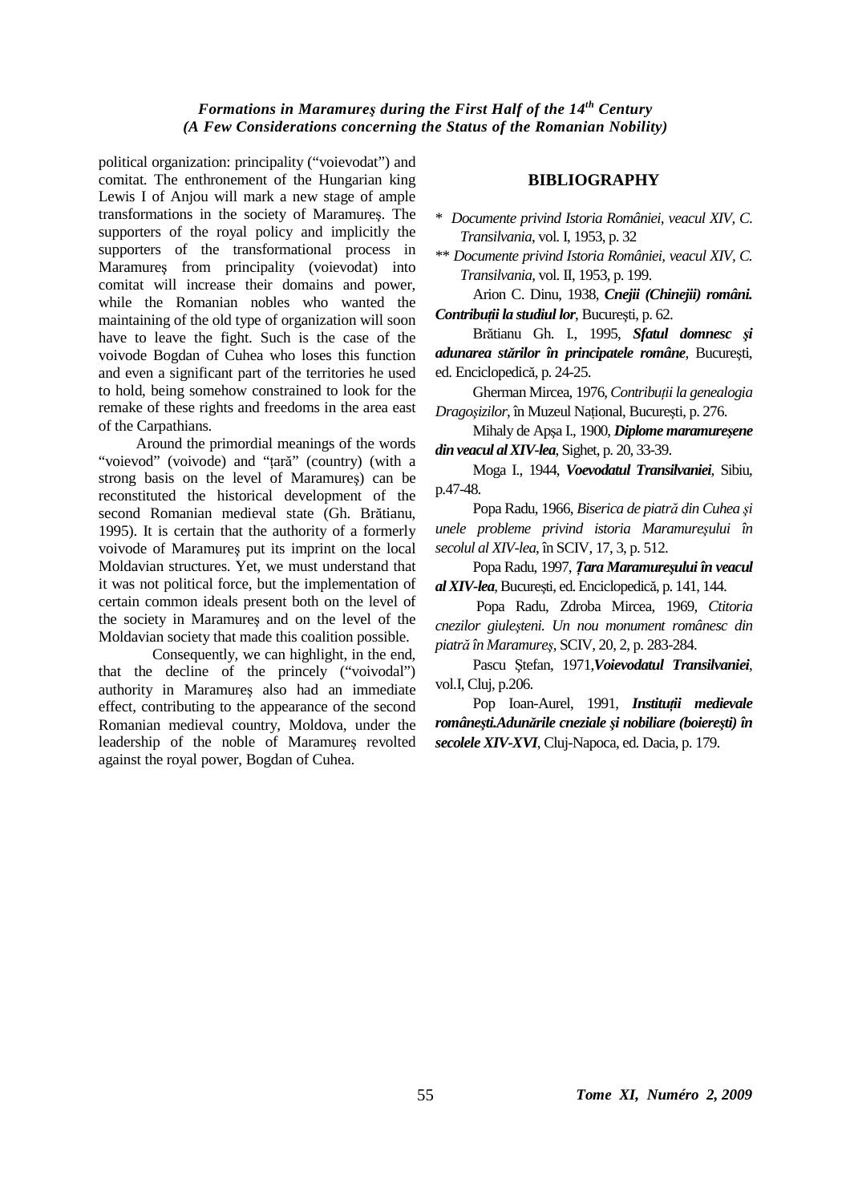political organization: principality ("voievodat") and comitat. The enthronement of the Hungarian king Lewis I of Anjou will mark a new stage of ample transformations in the society of Maramureş. The supporters of the royal policy and implicitly the supporters of the transformational process in Maramureş from principality (voievodat) into comitat will increase their domains and power, while the Romanian nobles who wanted the maintaining of the old type of organization will soon have to leave the fight. Such is the case of the voivode Bogdan of Cuhea who loses this function and even a significant part of the territories he used to hold, being somehow constrained to look for the remake of these rights and freedoms in the area east of the Carpathians.

Around the primordial meanings of the words "voievod" (voivode) and "țară" (country) (with a strong basis on the level of Maramureş) can be reconstituted the historical development of the second Romanian medieval state (Gh. Brătianu, 1995). It is certain that the authority of a formerly voivode of Maramureş put its imprint on the local Moldavian structures. Yet, we must understand that it was not political force, but the implementation of certain common ideals present both on the level of the society in Maramureş and on the level of the Moldavian society that made this coalition possible.

Consequently, we can highlight, in the end, that the decline of the princely ("voivodal") authority in Maramureş also had an immediate effect, contributing to the appearance of the second Romanian medieval country, Moldova, under the leadership of the noble of Maramureş revolted against the royal power, Bogdan of Cuhea.

## BIBLIOGRAPHY

\* *Documente privind Istoria României, veacul XIV, C. Transilvania*, vol. I, 1953, p. 32

\*\* *Documente privind Istoria României, veacul XIV, C. Transilvania*, vol. II, 1953, p. 199.

Arion C. Dinu, 1938, ***Cnejii (Chinejii) români. Contribuții la studiul lor***, Bucureşti, p. 62.

Brătianu Gh. I., 1995, ***Sfatul domnesc şi adunarea stărilor în principatele române***, Bucureşti, ed. Enciclopedică, p. 24-25.

Gherman Mircea, 1976, *Contribuții la genealogia Dragoşizilor*, în Muzeul Național, Bucureşti, p. 276.

Mihaly de Apşa I., 1900, ***Diplome maramureşene din veacul al XIV-lea***, Sighet, p. 20, 33-39.

Moga I., 1944, ***Voevodatul Transilvaniei***, Sibiu, p.47-48.

Popa Radu, 1966, *Biserica de piatră din Cuhea şi unele probleme privind istoria Maramureşului în secolul al XIV-lea*, în SCIV, 17, 3, p. 512.

Popa Radu, 1997, ***Țara Maramureşului în veacul al XIV-lea***, Bucureşti, ed. Enciclopedică, p. 141, 144.

Popa Radu, Zdroba Mircea, 1969, *Ctitoria cnezilor giuleşteni. Un nou monument românesc din piatră în Maramureş*, SCIV, 20, 2, p. 283-284.

Pascu Ştefan, 1971,***Voievodatul Transilvaniei***, vol.I, Cluj, p.206.

Pop Ioan-Aurel, 1991, ***Instituții medievale româneşti.Adunările cneziale şi nobiliare (boiereşti) în secolele XIV-XVI***, Cluj-Napoca, ed. Dacia, p. 179.